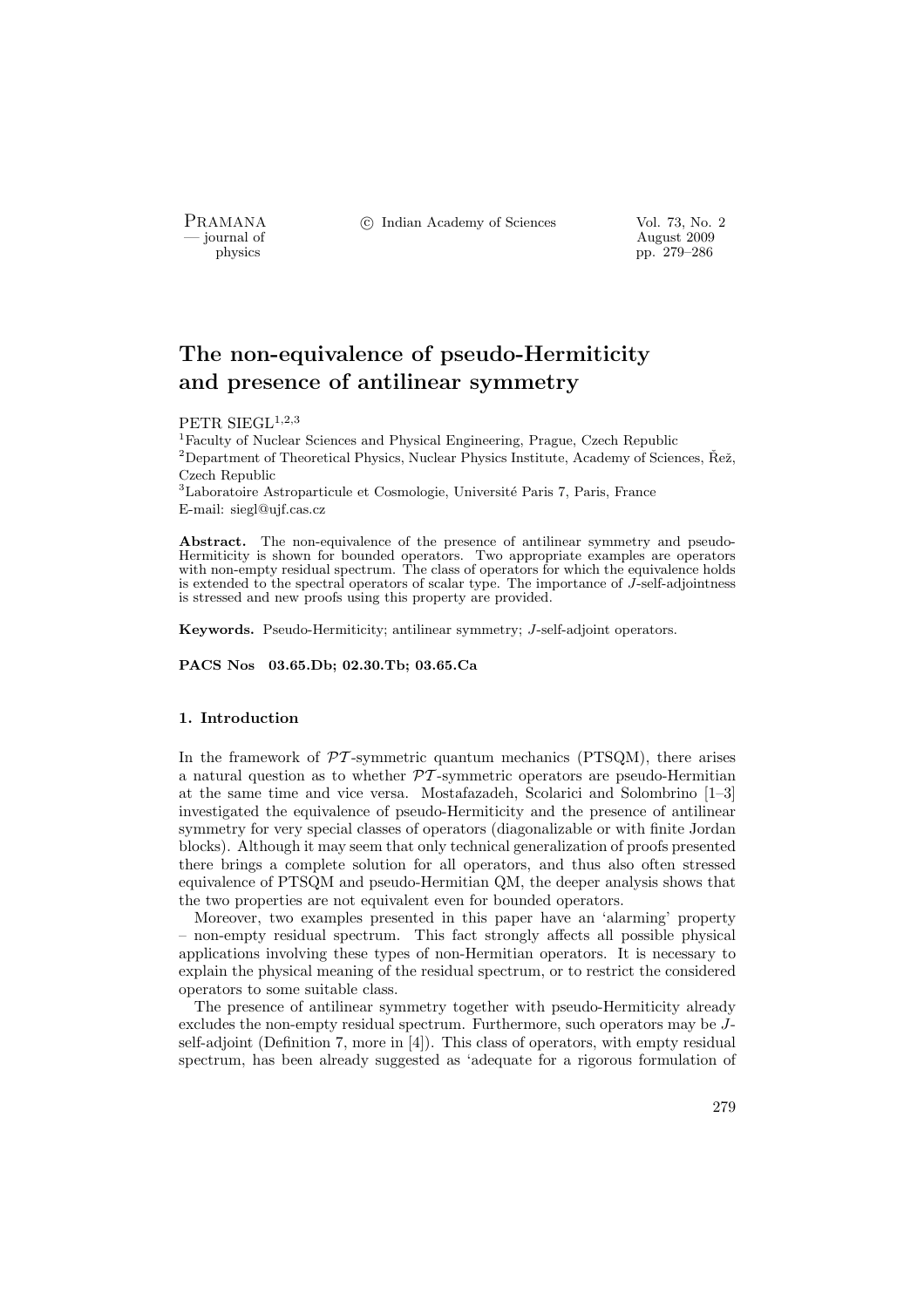# The non-equivalence of pseudo-Hermiticity and presence of antilinear symmetry

PETR SIEGL[1,2,3]

[1]Faculty of Nuclear Sciences and Physical Engineering, Prague, Czech Republic
[2]Department of Theoretical Physics, Nuclear Physics Institute, Academy of Sciences, Řež, Czech Republic
[3]Laboratoire Astroparticule et Cosmologie, Université Paris 7, Paris, France
E-mail: siegl@ujf.cas.cz

**Abstract.** The non-equivalence of the presence of antilinear symmetry and pseudo-Hermiticity is shown for bounded operators. Two appropriate examples are operators with non-empty residual spectrum. The class of operators for which the equivalence holds is extended to the spectral operators of scalar type. The importance of $J$-self-adjointness is stressed and new proofs using this property are provided.

**Keywords.** Pseudo-Hermiticity; antilinear symmetry; $J$-self-adjoint operators.

**PACS Nos 03.65.Db; 02.30.Tb; 03.65.Ca**

## 1. Introduction

In the framework of $\mathcal{PT}$-symmetric quantum mechanics (PTSQM), there arises a natural question as to whether $\mathcal{PT}$-symmetric operators are pseudo-Hermitian at the same time and vice versa. Mostafazadeh, Scolarici and Solombrino [1–3] investigated the equivalence of pseudo-Hermiticity and the presence of antilinear symmetry for very special classes of operators (diagonalizable or with finite Jordan blocks). Although it may seem that only technical generalization of proofs presented there brings a complete solution for all operators, and thus also often stressed equivalence of PTSQM and pseudo-Hermitian QM, the deeper analysis shows that the two properties are not equivalent even for bounded operators.

Moreover, two examples presented in this paper have an 'alarming' property – non-empty residual spectrum. This fact strongly affects all possible physical applications involving these types of non-Hermitian operators. It is necessary to explain the physical meaning of the residual spectrum, or to restrict the considered operators to some suitable class.

The presence of antilinear symmetry together with pseudo-Hermiticity already excludes the non-empty residual spectrum. Furthermore, such operators may be $J$-self-adjoint (Definition 7, more in [4]). This class of operators, with empty residual spectrum, has been already suggested as 'adequate for a rigorous formulation of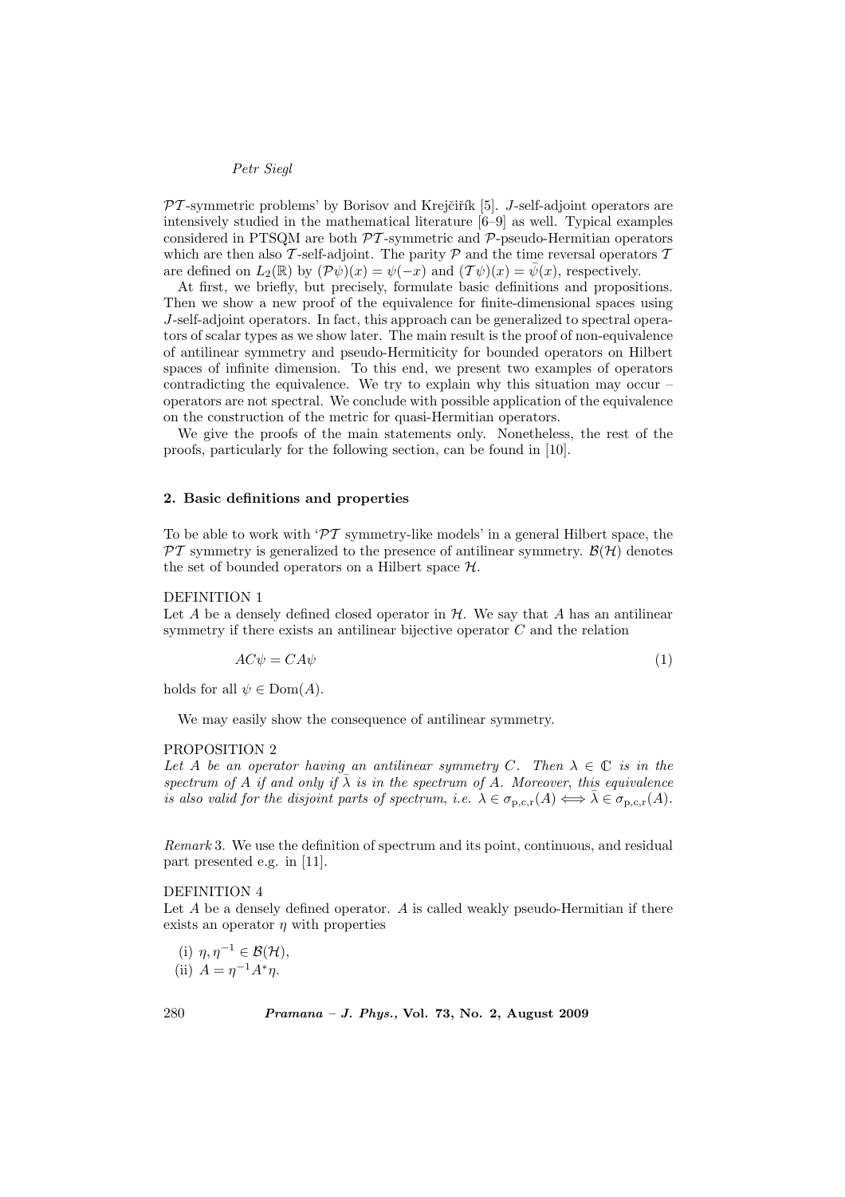$\mathcal{PT}$-symmetric problems' by Borisov and Krejčiřík [5]. $J$-self-adjoint operators are intensively studied in the mathematical literature [6–9] as well. Typical examples considered in PTSQM are both $\mathcal{PT}$-symmetric and $\mathcal{P}$-pseudo-Hermitian operators which are then also $\mathcal{T}$-self-adjoint. The parity $\mathcal{P}$ and the time reversal operators $\mathcal{T}$ are defined on $L_2(\mathbb{R})$ by $(\mathcal{P}\psi)(x) = \psi(-x)$ and $(\mathcal{T}\psi)(x) = \bar{\psi}(x)$, respectively.

At first, we briefly, but precisely, formulate basic definitions and propositions. Then we show a new proof of the equivalence for finite-dimensional spaces using $J$-self-adjoint operators. In fact, this approach can be generalized to spectral operators of scalar types as we show later. The main result is the proof of non-equivalence of antilinear symmetry and pseudo-Hermiticity for bounded operators on Hilbert spaces of infinite dimension. To this end, we present two examples of operators contradicting the equivalence. We try to explain why this situation may occur – operators are not spectral. We conclude with possible application of the equivalence on the construction of the metric for quasi-Hermitian operators.

We give the proofs of the main statements only. Nonetheless, the rest of the proofs, particularly for the following section, can be found in [10].

## 2. Basic definitions and properties

To be able to work with '$\mathcal{PT}$ symmetry-like models' in a general Hilbert space, the $\mathcal{PT}$ symmetry is generalized to the presence of antilinear symmetry. $\mathcal{B}(\mathcal{H})$ denotes the set of bounded operators on a Hilbert space $\mathcal{H}$.

DEFINITION 1

Let $A$ be a densely defined closed operator in $\mathcal{H}$. We say that $A$ has an antilinear symmetry if there exists an antilinear bijective operator $C$ and the relation

$$AC\psi = CA\psi \tag{1}$$

holds for all $\psi \in \mathrm{Dom}(A)$.

We may easily show the consequence of antilinear symmetry.

PROPOSITION 2

*Let $A$ be an operator having an antilinear symmetry $C$. Then $\lambda \in \mathbb{C}$ is in the spectrum of $A$ if and only if $\bar{\lambda}$ is in the spectrum of $A$. Moreover, this equivalence is also valid for the disjoint parts of spectrum, i.e. $\lambda \in \sigma_{\mathrm{p,c,r}}(A) \Longleftrightarrow \bar{\lambda} \in \sigma_{\mathrm{p,c,r}}(A)$.*

*Remark* 3. We use the definition of spectrum and its point, continuous, and residual part presented e.g. in [11].

DEFINITION 4

Let $A$ be a densely defined operator. $A$ is called weakly pseudo-Hermitian if there exists an operator $\eta$ with properties

(i) $\eta, \eta^{-1} \in \mathcal{B}(\mathcal{H})$,
(ii) $A = \eta^{-1} A^* \eta$.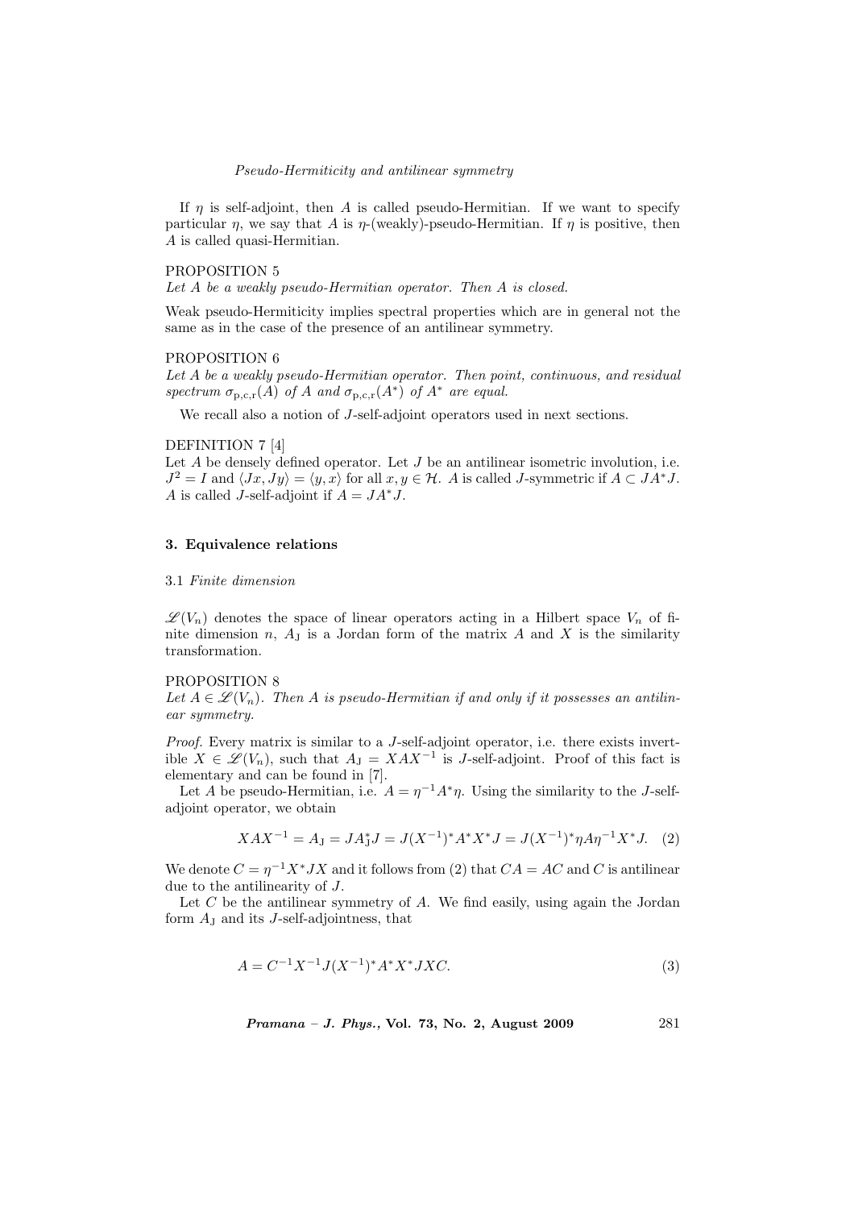If $\eta$ is self-adjoint, then $A$ is called pseudo-Hermitian. If we want to specify particular $\eta$, we say that $A$ is $\eta$-(weakly)-pseudo-Hermitian. If $\eta$ is positive, then $A$ is called quasi-Hermitian.

PROPOSITION 5

*Let $A$ be a weakly pseudo-Hermitian operator. Then $A$ is closed.*

Weak pseudo-Hermiticity implies spectral properties which are in general not the same as in the case of the presence of an antilinear symmetry.

PROPOSITION 6

*Let $A$ be a weakly pseudo-Hermitian operator. Then point, continuous, and residual spectrum $\sigma_{\mathrm{p,c,r}}(A)$ of $A$ and $\sigma_{\mathrm{p,c,r}}(A^*)$ of $A^*$ are equal.*

We recall also a notion of $J$-self-adjoint operators used in next sections.

DEFINITION 7 [4]

Let $A$ be densely defined operator. Let $J$ be an antilinear isometric involution, i.e. $J^2 = I$ and $\langle Jx, Jy\rangle = \langle y, x\rangle$ for all $x, y \in \mathcal{H}$. $A$ is called $J$-symmetric if $A \subset JA^*J$. $A$ is called $J$-self-adjoint if $A = JA^*J$.

## 3. Equivalence relations

### 3.1 *Finite dimension*

$\mathscr{L}(V_n)$ denotes the space of linear operators acting in a Hilbert space $V_n$ of finite dimension $n$, $A_{\mathrm{J}}$ is a Jordan form of the matrix $A$ and $X$ is the similarity transformation.

PROPOSITION 8

*Let $A \in \mathscr{L}(V_n)$. Then $A$ is pseudo-Hermitian if and only if it possesses an antilinear symmetry.*

*Proof*. Every matrix is similar to a $J$-self-adjoint operator, i.e. there exists invertible $X \in \mathscr{L}(V_n)$, such that $A_{\mathrm{J}} = XAX^{-1}$ is $J$-self-adjoint. Proof of this fact is elementary and can be found in [7].

Let $A$ be pseudo-Hermitian, i.e. $A = \eta^{-1}A^*\eta$. Using the similarity to the $J$-self-adjoint operator, we obtain

$$XAX^{-1} = A_{\mathrm{J}} = JA_{\mathrm{J}}^*J = J(X^{-1})^*A^*X^*J = J(X^{-1})^*\eta A\eta^{-1}X^*J. \quad (2)$$

We denote $C = \eta^{-1}X^*JX$ and it follows from (2) that $CA = AC$ and $C$ is antilinear due to the antilinearity of $J$.

Let $C$ be the antilinear symmetry of $A$. We find easily, using again the Jordan form $A_{\mathrm{J}}$ and its $J$-self-adjointness, that

$$A = C^{-1}X^{-1}J(X^{-1})^*A^*X^*JXC. \quad (3)$$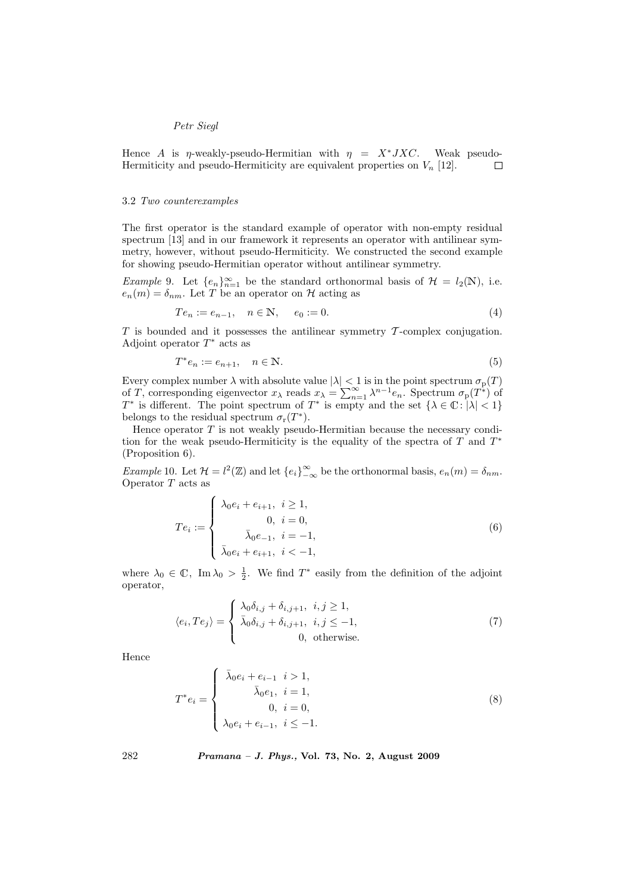Hence $A$ is $\eta$-weakly-pseudo-Hermitian with $\eta = X^*JXC$. Weak pseudo-Hermiticity and pseudo-Hermiticity are equivalent properties on $V_n$ [12]. $\square$

### 3.2 *Two counterexamples*

The first operator is the standard example of operator with non-empty residual spectrum [13] and in our framework it represents an operator with antilinear symmetry, however, without pseudo-Hermiticity. We constructed the second example for showing pseudo-Hermitian operator without antilinear symmetry.

*Example* 9. Let $\{e_n\}_{n=1}^{\infty}$ be the standard orthonormal basis of $\mathcal{H} = l_2(\mathbb{N})$, i.e. $e_n(m) = \delta_{nm}$. Let $T$ be an operator on $\mathcal{H}$ acting as

$$Te_n := e_{n-1}, \quad n \in \mathbb{N}, \quad e_0 := 0. \tag{4}$$

$T$ is bounded and it possesses the antilinear symmetry $\mathcal{T}$-complex conjugation. Adjoint operator $T^*$ acts as

$$T^*e_n := e_{n+1}, \quad n \in \mathbb{N}. \tag{5}$$

Every complex number $\lambda$ with absolute value $|\lambda| < 1$ is in the point spectrum $\sigma_{\rm p}(T)$ of $T$, corresponding eigenvector $x_\lambda$ reads $x_\lambda = \sum_{n=1}^{\infty} \lambda^{n-1} e_n$. Spectrum $\sigma_{\rm p}(T^*)$ of $T^*$ is different. The point spectrum of $T^*$ is empty and the set $\{\lambda \in \mathbb{C} \colon |\lambda| < 1\}$ belongs to the residual spectrum $\sigma_{\rm r}(T^*)$.

Hence operator $T$ is not weakly pseudo-Hermitian because the necessary condition for the weak pseudo-Hermiticity is the equality of the spectra of $T$ and $T^*$ (Proposition 6).

*Example* 10. Let $\mathcal{H} = l^2(\mathbb{Z})$ and let $\{e_i\}_{-\infty}^{\infty}$ be the orthonormal basis, $e_n(m) = \delta_{nm}$. Operator $T$ acts as

$$Te_i := \begin{cases} \lambda_0 e_i + e_{i+1}, & i \geq 1, \\ 0, & i = 0, \\ \bar{\lambda}_0 e_{-1}, & i = -1, \\ \bar{\lambda}_0 e_i + e_{i+1}, & i < -1, \end{cases} \tag{6}$$

where $\lambda_0 \in \mathbb{C}$, $\operatorname{Im} \lambda_0 > \frac{1}{2}$. We find $T^*$ easily from the definition of the adjoint operator,

$$\langle e_i, Te_j \rangle = \begin{cases} \lambda_0 \delta_{i,j} + \delta_{i,j+1}, & i,j \geq 1, \\ \bar{\lambda}_0 \delta_{i,j} + \delta_{i,j+1}, & i,j \leq -1, \\ 0, & \text{otherwise}. \end{cases} \tag{7}$$

Hence

$$T^*e_i = \begin{cases} \bar{\lambda}_0 e_i + e_{i-1} & i > 1, \\ \bar{\lambda}_0 e_1, & i = 1, \\ 0, & i = 0, \\ \lambda_0 e_i + e_{i-1}, & i \leq -1. \end{cases} \tag{8}$$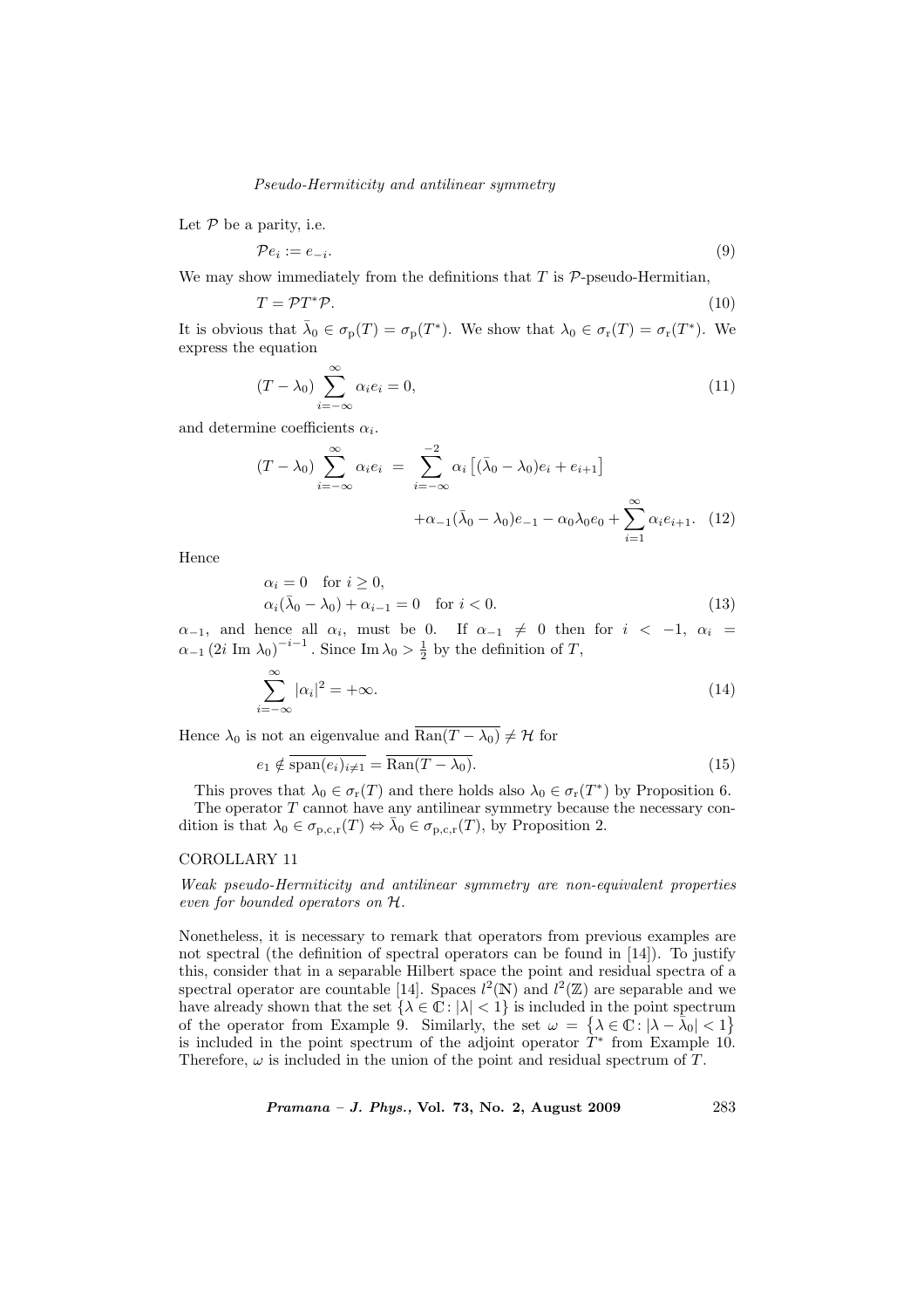Let $\mathcal{P}$ be a parity, i.e.

$$\mathcal{P}e_i := e_{-i}. \tag{9}$$

We may show immediately from the definitions that $T$ is $\mathcal{P}$-pseudo-Hermitian,

$$T = \mathcal{P}T^*\mathcal{P}. \tag{10}$$

It is obvious that $\bar{\lambda}_0 \in \sigma_{\mathrm{p}}(T) = \sigma_{\mathrm{p}}(T^*)$. We show that $\lambda_0 \in \sigma_{\mathrm{r}}(T) = \sigma_{\mathrm{r}}(T^*)$. We express the equation

$$(T - \lambda_0) \sum_{i=-\infty}^{\infty} \alpha_i e_i = 0, \tag{11}$$

and determine coefficients $\alpha_i$.

$$\begin{aligned}(T - \lambda_0) \sum_{i=-\infty}^{\infty} \alpha_i e_i &= \sum_{i=-\infty}^{-2} \alpha_i \left[(\bar{\lambda}_0 - \lambda_0)e_i + e_{i+1}\right] \\ &\quad + \alpha_{-1}(\bar{\lambda}_0 - \lambda_0)e_{-1} - \alpha_0 \lambda_0 e_0 + \sum_{i=1}^{\infty} \alpha_i e_{i+1}. \end{aligned} \tag{12}$$

Hence

$$\begin{aligned} &\alpha_i = 0 \quad \text{for } i \geq 0, \\ &\alpha_i(\bar{\lambda}_0 - \lambda_0) + \alpha_{i-1} = 0 \quad \text{for } i < 0. \end{aligned} \tag{13}$$

$\alpha_{-1}$, and hence all $\alpha_i$, must be 0. If $\alpha_{-1} \neq 0$ then for $i < -1$, $\alpha_i = \alpha_{-1} \left(2i \text{ Im } \lambda_0\right)^{-i-1}$. Since $\mathrm{Im}\, \lambda_0 > \frac{1}{2}$ by the definition of $T$,

$$\sum_{i=-\infty}^{\infty} |\alpha_i|^2 = +\infty. \tag{14}$$

Hence $\lambda_0$ is not an eigenvalue and $\overline{\mathrm{Ran}(T - \lambda_0)} \neq \mathcal{H}$ for

$$e_1 \notin \overline{\mathrm{span}(e_i)_{i \neq 1}} = \overline{\mathrm{Ran}(T - \lambda_0)}. \tag{15}$$

This proves that $\lambda_0 \in \sigma_{\mathrm{r}}(T)$ and there holds also $\lambda_0 \in \sigma_{\mathrm{r}}(T^*)$ by Proposition 6.

The operator $T$ cannot have any antilinear symmetry because the necessary condition is that $\lambda_0 \in \sigma_{\mathrm{p,c,r}}(T) \Leftrightarrow \bar{\lambda}_0 \in \sigma_{\mathrm{p,c,r}}(T)$, by Proposition 2.

COROLLARY 11

*Weak pseudo-Hermiticity and antilinear symmetry are non-equivalent properties even for bounded operators on $\mathcal{H}$.*

Nonetheless, it is necessary to remark that operators from previous examples are not spectral (the definition of spectral operators can be found in [14]). To justify this, consider that in a separable Hilbert space the point and residual spectra of a spectral operator are countable [14]. Spaces $l^2(\mathbb{N})$ and $l^2(\mathbb{Z})$ are separable and we have already shown that the set $\{\lambda \in \mathbb{C} \colon |\lambda| < 1\}$ is included in the point spectrum of the operator from Example 9. Similarly, the set $\omega = \left\{\lambda \in \mathbb{C} \colon |\lambda - \bar{\lambda}_0| < 1\right\}$ is included in the point spectrum of the adjoint operator $T^*$ from Example 10. Therefore, $\omega$ is included in the union of the point and residual spectrum of $T$.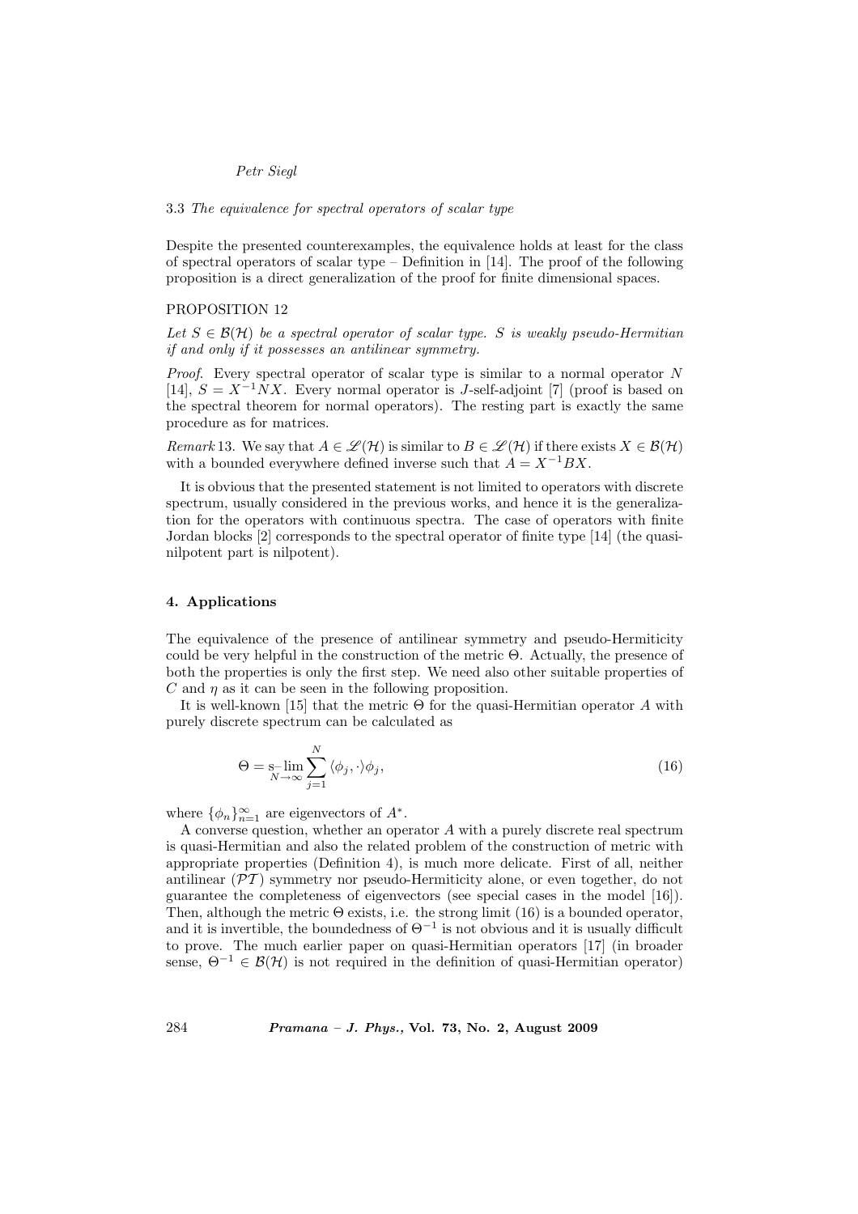### 3.3 *The equivalence for spectral operators of scalar type*

Despite the presented counterexamples, the equivalence holds at least for the class of spectral operators of scalar type – Definition in [14]. The proof of the following proposition is a direct generalization of the proof for finite dimensional spaces.

PROPOSITION 12

*Let $S \in \mathcal{B}(\mathcal{H})$ be a spectral operator of scalar type. $S$ is weakly pseudo-Hermitian if and only if it possesses an antilinear symmetry.*

*Proof*. Every spectral operator of scalar type is similar to a normal operator $N$ [14], $S = X^{-1}NX$. Every normal operator is $J$-self-adjoint [7] (proof is based on the spectral theorem for normal operators). The resting part is exactly the same procedure as for matrices.

*Remark* 13. We say that $A \in \mathscr{L}(\mathcal{H})$ is similar to $B \in \mathscr{L}(\mathcal{H})$ if there exists $X \in \mathcal{B}(\mathcal{H})$ with a bounded everywhere defined inverse such that $A = X^{-1}BX$.

It is obvious that the presented statement is not limited to operators with discrete spectrum, usually considered in the previous works, and hence it is the generalization for the operators with continuous spectra. The case of operators with finite Jordan blocks [2] corresponds to the spectral operator of finite type [14] (the quasi-nilpotent part is nilpotent).

## 4. Applications

The equivalence of the presence of antilinear symmetry and pseudo-Hermiticity could be very helpful in the construction of the metric $\Theta$. Actually, the presence of both the properties is only the first step. We need also other suitable properties of $C$ and $\eta$ as it can be seen in the following proposition.

It is well-known [15] that the metric $\Theta$ for the quasi-Hermitian operator $A$ with purely discrete spectrum can be calculated as

$$\Theta = \operatorname*{s-lim}_{N\to\infty} \sum_{j=1}^{N} \langle \phi_j, \cdot \rangle \phi_j, \tag{16}$$

where $\{\phi_n\}_{n=1}^{\infty}$ are eigenvectors of $A^*$.

A converse question, whether an operator $A$ with a purely discrete real spectrum is quasi-Hermitian and also the related problem of the construction of metric with appropriate properties (Definition 4), is much more delicate. First of all, neither antilinear ($\mathcal{PT}$) symmetry nor pseudo-Hermiticity alone, or even together, do not guarantee the completeness of eigenvectors (see special cases in the model [16]). Then, although the metric $\Theta$ exists, i.e. the strong limit (16) is a bounded operator, and it is invertible, the boundedness of $\Theta^{-1}$ is not obvious and it is usually difficult to prove. The much earlier paper on quasi-Hermitian operators [17] (in broader sense, $\Theta^{-1} \in \mathcal{B}(\mathcal{H})$ is not required in the definition of quasi-Hermitian operator)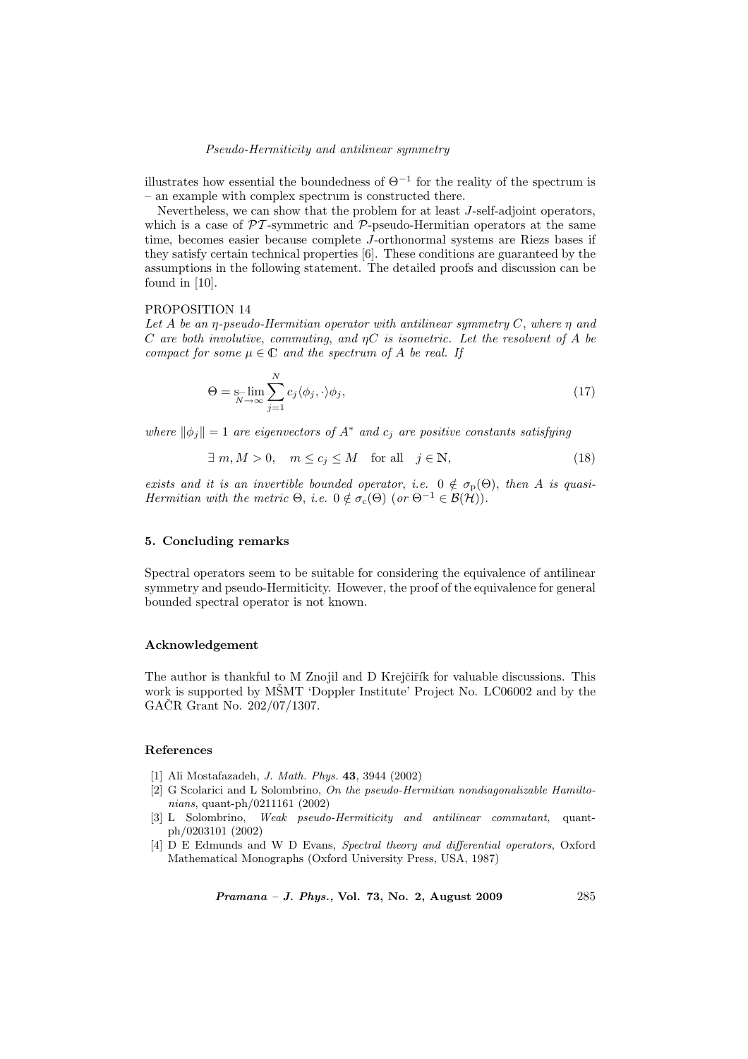illustrates how essential the boundedness of $\Theta^{-1}$ for the reality of the spectrum is – an example with complex spectrum is constructed there.

Nevertheless, we can show that the problem for at least $J$-self-adjoint operators, which is a case of $\mathcal{PT}$-symmetric and $\mathcal{P}$-pseudo-Hermitian operators at the same time, becomes easier because complete $J$-orthonormal systems are Riezs bases if they satisfy certain technical properties [6]. These conditions are guaranteed by the assumptions in the following statement. The detailed proofs and discussion can be found in [10].

PROPOSITION 14

*Let $A$ be an $\eta$-pseudo-Hermitian operator with antilinear symmetry $C$, where $\eta$ and $C$ are both involutive, commuting, and $\eta C$ is isometric. Let the resolvent of $A$ be compact for some $\mu \in \mathbb{C}$ and the spectrum of $A$ be real. If*

$$\Theta = \underset{N\to\infty}{\text{s-lim}} \sum_{j=1}^{N} c_j \langle \phi_j, \cdot \rangle \phi_j, \tag{17}$$

*where $\|\phi_j\| = 1$ are eigenvectors of $A^*$ and $c_j$ are positive constants satisfying*

$$\exists\, m, M > 0, \quad m \leq c_j \leq M \quad \text{for all} \quad j \in \mathbb{N}, \tag{18}$$

*exists and it is an invertible bounded operator, i.e. $0 \notin \sigma_{\mathrm{p}}(\Theta)$, then $A$ is quasi-Hermitian with the metric $\Theta$, i.e. $0 \notin \sigma_{\mathrm{c}}(\Theta)$ (or $\Theta^{-1} \in \mathcal{B}(\mathcal{H})$).*

## 5. Concluding remarks

Spectral operators seem to be suitable for considering the equivalence of antilinear symmetry and pseudo-Hermiticity. However, the proof of the equivalence for general bounded spectral operator is not known.

### Acknowledgement

The author is thankful to M Znojil and D Krejčiřík for valuable discussions. This work is supported by MŠMT 'Doppler Institute' Project No. LC06002 and by the GAČR Grant No. 202/07/1307.

### References

[1] Ali Mostafazadeh, *J. Math. Phys.* **43**, 3944 (2002)

[2] G Scolarici and L Solombrino, *On the pseudo-Hermitian nondiagonalizable Hamiltonians*, quant-ph/0211161 (2002)

[3] L Solombrino, *Weak pseudo-Hermiticity and antilinear commutant*, quant-ph/0203101 (2002)

[4] D E Edmunds and W D Evans, *Spectral theory and differential operators*, Oxford Mathematical Monographs (Oxford University Press, USA, 1987)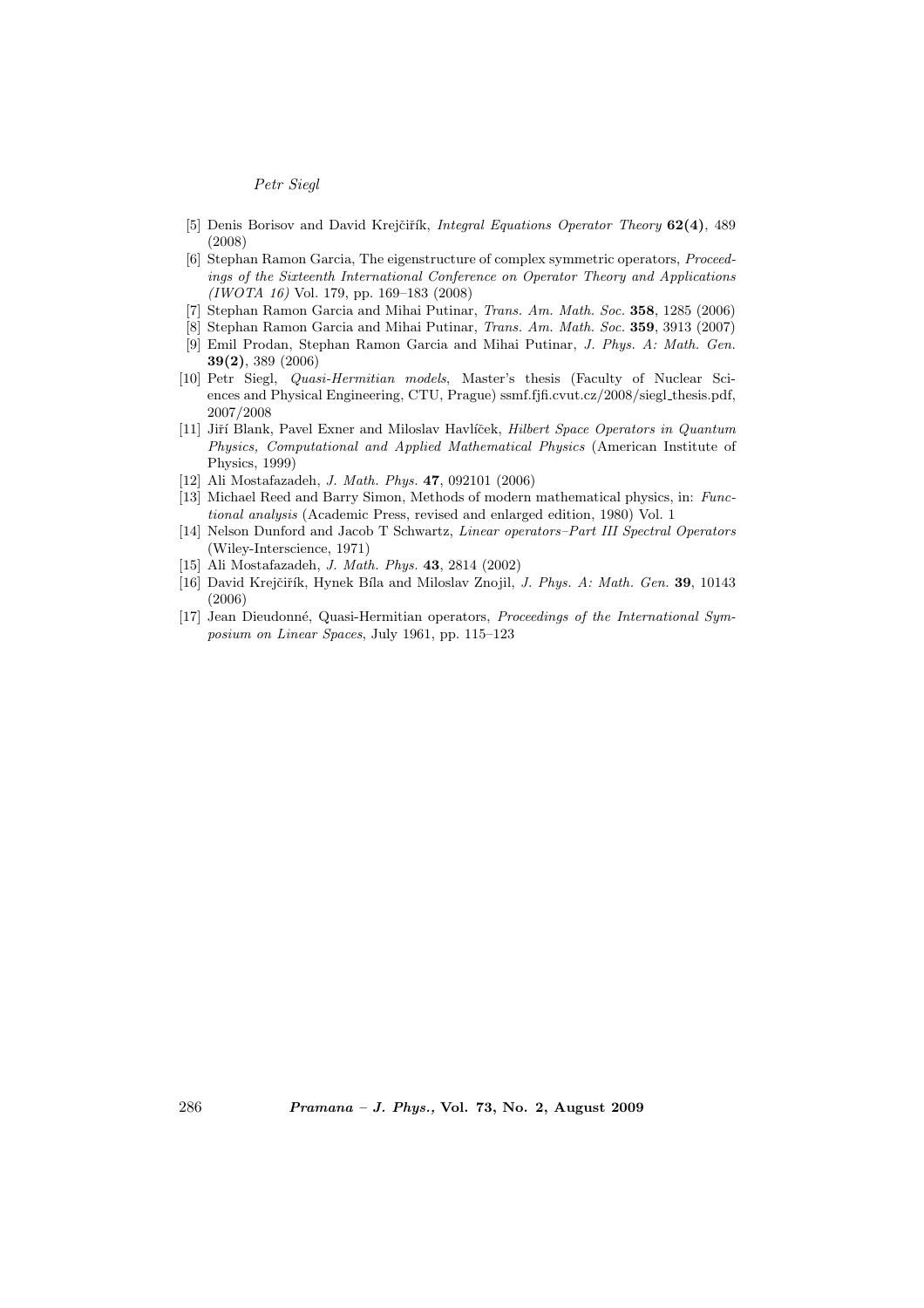[5] Denis Borisov and David Krejčiřík, *Integral Equations Operator Theory* **62(4)**, 489 (2008)

[6] Stephan Ramon Garcia, The eigenstructure of complex symmetric operators, *Proceedings of the Sixteenth International Conference on Operator Theory and Applications (IWOTA 16)* Vol. 179, pp. 169–183 (2008)

[7] Stephan Ramon Garcia and Mihai Putinar, *Trans. Am. Math. Soc.* **358**, 1285 (2006)

[8] Stephan Ramon Garcia and Mihai Putinar, *Trans. Am. Math. Soc.* **359**, 3913 (2007)

[9] Emil Prodan, Stephan Ramon Garcia and Mihai Putinar, *J. Phys. A: Math. Gen.* **39(2)**, 389 (2006)

[10] Petr Siegl, *Quasi-Hermitian models*, Master's thesis (Faculty of Nuclear Sciences and Physical Engineering, CTU, Prague) ssmf.fjfi.cvut.cz/2008/siegl_thesis.pdf, 2007/2008

[11] Jiří Blank, Pavel Exner and Miloslav Havlíček, *Hilbert Space Operators in Quantum Physics, Computational and Applied Mathematical Physics* (American Institute of Physics, 1999)

[12] Ali Mostafazadeh, *J. Math. Phys.* **47**, 092101 (2006)

[13] Michael Reed and Barry Simon, Methods of modern mathematical physics, in: *Functional analysis* (Academic Press, revised and enlarged edition, 1980) Vol. 1

[14] Nelson Dunford and Jacob T Schwartz, *Linear operators–Part III Spectral Operators* (Wiley-Interscience, 1971)

[15] Ali Mostafazadeh, *J. Math. Phys.* **43**, 2814 (2002)

[16] David Krejčiřík, Hynek Bíla and Miloslav Znojil, *J. Phys. A: Math. Gen.* **39**, 10143 (2006)

[17] Jean Dieudonné, Quasi-Hermitian operators, *Proceedings of the International Symposium on Linear Spaces*, July 1961, pp. 115–123